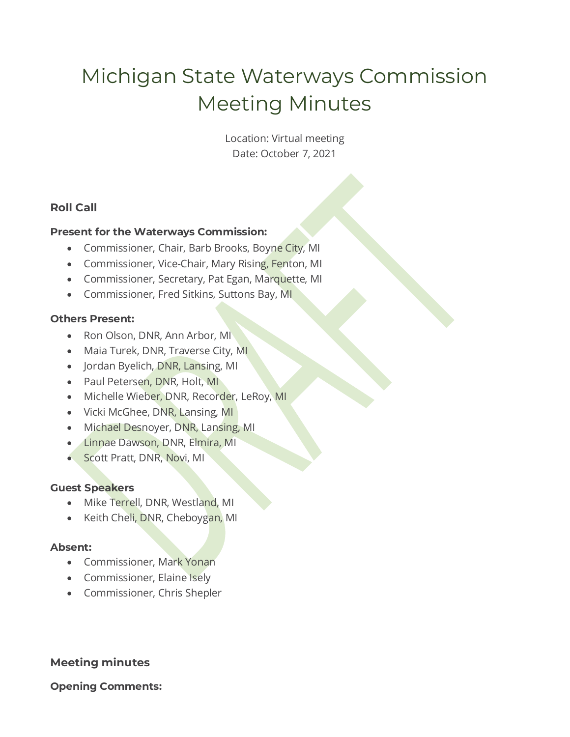# Michigan State Waterways Commission Meeting Minutes

Location: Virtual meeting
Date: October 7, 2021

### Roll Call

**Present for the Waterways Commission:**

- Commissioner, Chair, Barb Brooks, Boyne City, MI
- Commissioner, Vice-Chair, Mary Rising, Fenton, MI
- Commissioner, Secretary, Pat Egan, Marquette, MI
- Commissioner, Fred Sitkins, Suttons Bay, MI

**Others Present:**

- Ron Olson, DNR, Ann Arbor, MI
- Maia Turek, DNR, Traverse City, MI
- Jordan Byelich, DNR, Lansing, MI
- Paul Petersen, DNR, Holt, MI
- Michelle Wieber, DNR, Recorder, LeRoy, MI
- Vicki McGhee, DNR, Lansing, MI
- Michael Desnoyer, DNR, Lansing, MI
- Linnae Dawson, DNR, Elmira, MI
- Scott Pratt, DNR, Novi, MI

**Guest Speakers**

- Mike Terrell, DNR, Westland, MI
- Keith Cheli, DNR, Cheboygan, MI

**Absent:**

- Commissioner, Mark Yonan
- Commissioner, Elaine Isely
- Commissioner, Chris Shepler

### Meeting minutes

**Opening Comments:**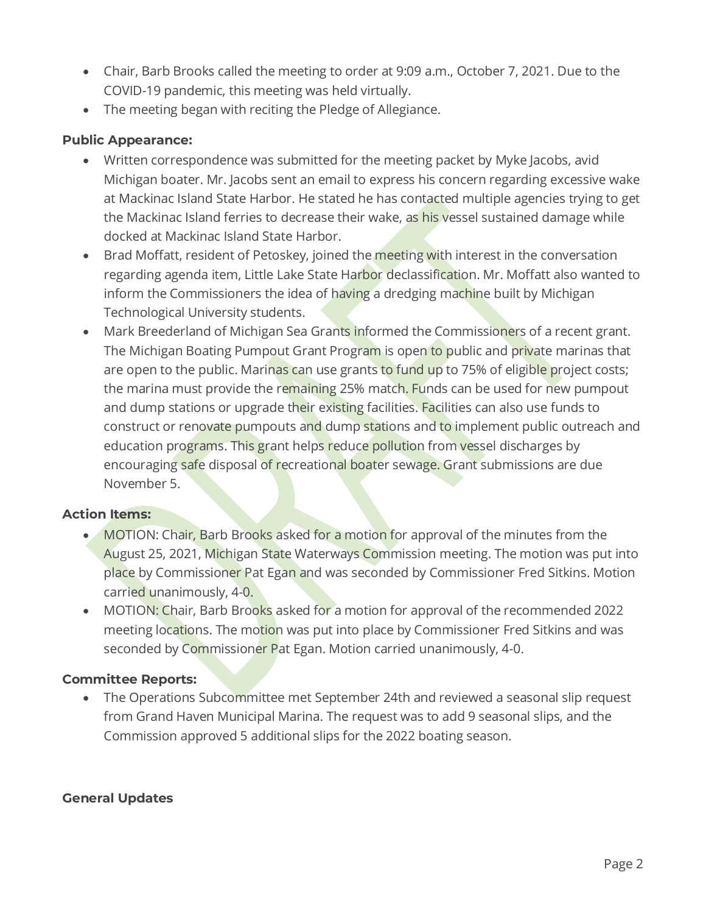- Chair, Barb Brooks called the meeting to order at 9:09 a.m., October 7, 2021. Due to the COVID-19 pandemic, this meeting was held virtually.
- The meeting began with reciting the Pledge of Allegiance.

**Public Appearance:**

- Written correspondence was submitted for the meeting packet by Myke Jacobs, avid Michigan boater. Mr. Jacobs sent an email to express his concern regarding excessive wake at Mackinac Island State Harbor. He stated he has contacted multiple agencies trying to get the Mackinac Island ferries to decrease their wake, as his vessel sustained damage while docked at Mackinac Island State Harbor.
- Brad Moffatt, resident of Petoskey, joined the meeting with interest in the conversation regarding agenda item, Little Lake State Harbor declassification. Mr. Moffatt also wanted to inform the Commissioners the idea of having a dredging machine built by Michigan Technological University students.
- Mark Breederland of Michigan Sea Grants informed the Commissioners of a recent grant. The Michigan Boating Pumpout Grant Program is open to public and private marinas that are open to the public. Marinas can use grants to fund up to 75% of eligible project costs; the marina must provide the remaining 25% match. Funds can be used for new pumpout and dump stations or upgrade their existing facilities. Facilities can also use funds to construct or renovate pumpouts and dump stations and to implement public outreach and education programs. This grant helps reduce pollution from vessel discharges by encouraging safe disposal of recreational boater sewage. Grant submissions are due November 5.

**Action Items:**

- MOTION: Chair, Barb Brooks asked for a motion for approval of the minutes from the August 25, 2021, Michigan State Waterways Commission meeting. The motion was put into place by Commissioner Pat Egan and was seconded by Commissioner Fred Sitkins. Motion carried unanimously, 4-0.
- MOTION: Chair, Barb Brooks asked for a motion for approval of the recommended 2022 meeting locations. The motion was put into place by Commissioner Fred Sitkins and was seconded by Commissioner Pat Egan. Motion carried unanimously, 4-0.

**Committee Reports:**

- The Operations Subcommittee met September 24th and reviewed a seasonal slip request from Grand Haven Municipal Marina. The request was to add 9 seasonal slips, and the Commission approved 5 additional slips for the 2022 boating season.

**General Updates**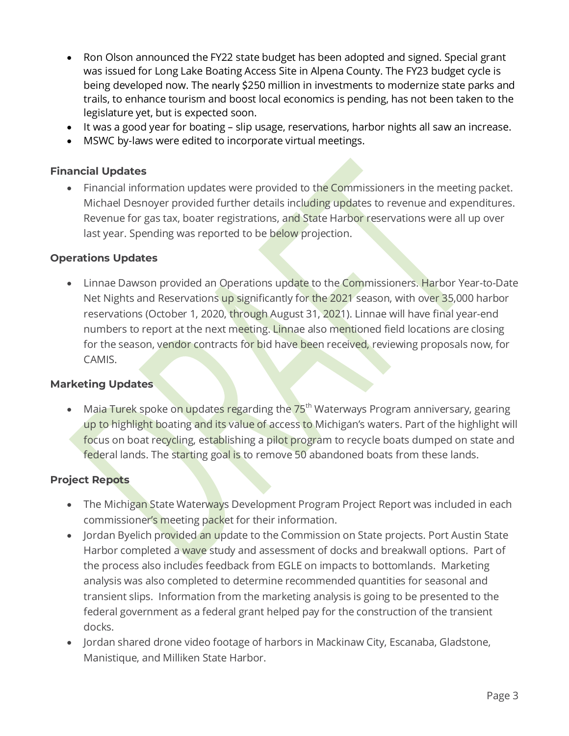- Ron Olson announced the FY22 state budget has been adopted and signed. Special grant was issued for Long Lake Boating Access Site in Alpena County. The FY23 budget cycle is being developed now. The nearly $250 million in investments to modernize state parks and trails, to enhance tourism and boost local economics is pending, has not been taken to the legislature yet, but is expected soon.
- It was a good year for boating – slip usage, reservations, harbor nights all saw an increase.
- MSWC by-laws were edited to incorporate virtual meetings.

**Financial Updates**

- Financial information updates were provided to the Commissioners in the meeting packet. Michael Desnoyer provided further details including updates to revenue and expenditures. Revenue for gas tax, boater registrations, and State Harbor reservations were all up over last year. Spending was reported to be below projection.

**Operations Updates**

- Linnae Dawson provided an Operations update to the Commissioners. Harbor Year-to-Date Net Nights and Reservations up significantly for the 2021 season, with over 35,000 harbor reservations (October 1, 2020, through August 31, 2021). Linnae will have final year-end numbers to report at the next meeting. Linnae also mentioned field locations are closing for the season, vendor contracts for bid have been received, reviewing proposals now, for CAMIS.

**Marketing Updates**

- Maia Turek spoke on updates regarding the 75th Waterways Program anniversary, gearing up to highlight boating and its value of access to Michigan's waters. Part of the highlight will focus on boat recycling, establishing a pilot program to recycle boats dumped on state and federal lands. The starting goal is to remove 50 abandoned boats from these lands.

**Project Repots**

- The Michigan State Waterways Development Program Project Report was included in each commissioner's meeting packet for their information.
- Jordan Byelich provided an update to the Commission on State projects. Port Austin State Harbor completed a wave study and assessment of docks and breakwall options. Part of the process also includes feedback from EGLE on impacts to bottomlands. Marketing analysis was also completed to determine recommended quantities for seasonal and transient slips. Information from the marketing analysis is going to be presented to the federal government as a federal grant helped pay for the construction of the transient docks.
- Jordan shared drone video footage of harbors in Mackinaw City, Escanaba, Gladstone, Manistique, and Milliken State Harbor.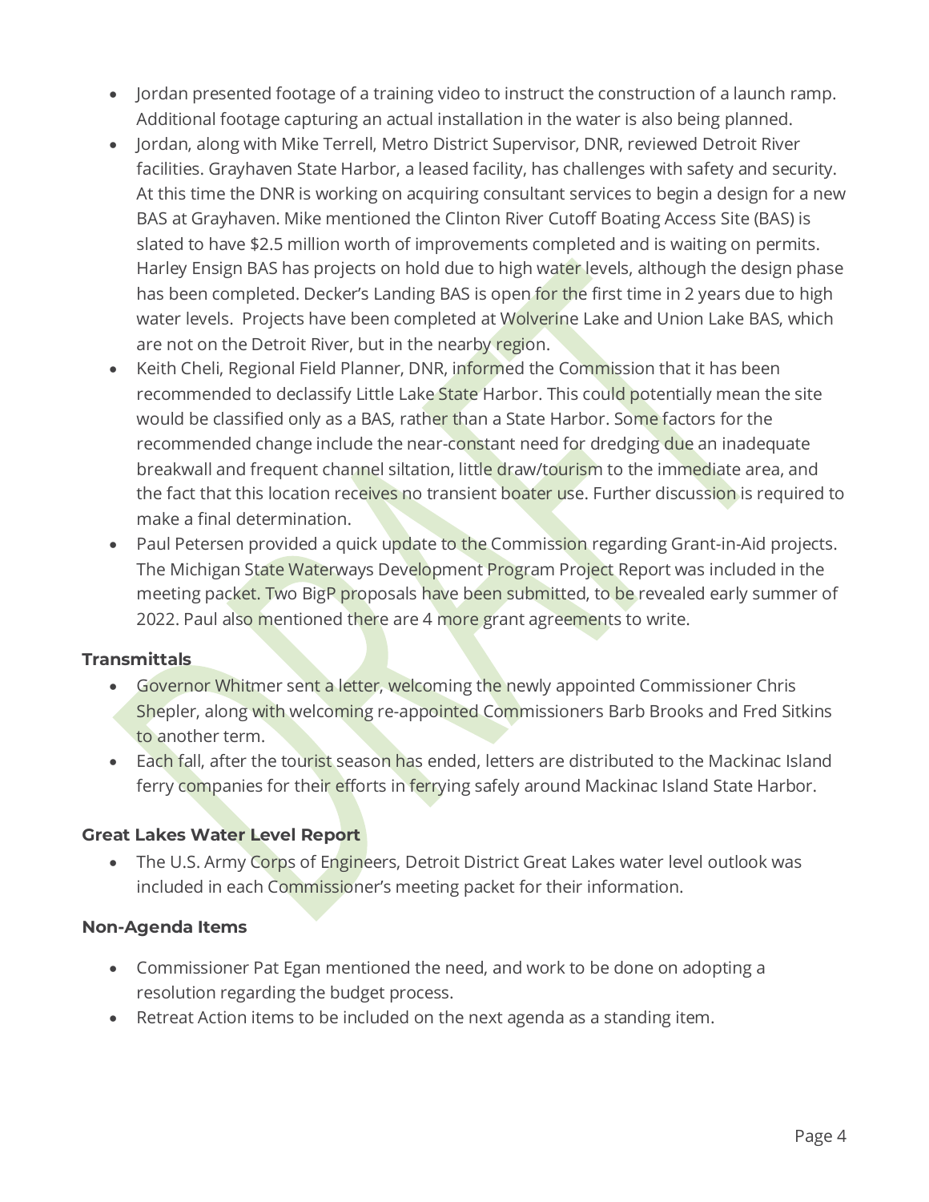- Jordan presented footage of a training video to instruct the construction of a launch ramp. Additional footage capturing an actual installation in the water is also being planned.
- Jordan, along with Mike Terrell, Metro District Supervisor, DNR, reviewed Detroit River facilities. Grayhaven State Harbor, a leased facility, has challenges with safety and security. At this time the DNR is working on acquiring consultant services to begin a design for a new BAS at Grayhaven. Mike mentioned the Clinton River Cutoff Boating Access Site (BAS) is slated to have $2.5 million worth of improvements completed and is waiting on permits. Harley Ensign BAS has projects on hold due to high water levels, although the design phase has been completed. Decker's Landing BAS is open for the first time in 2 years due to high water levels. Projects have been completed at Wolverine Lake and Union Lake BAS, which are not on the Detroit River, but in the nearby region.
- Keith Cheli, Regional Field Planner, DNR, informed the Commission that it has been recommended to declassify Little Lake State Harbor. This could potentially mean the site would be classified only as a BAS, rather than a State Harbor. Some factors for the recommended change include the near-constant need for dredging due an inadequate breakwall and frequent channel siltation, little draw/tourism to the immediate area, and the fact that this location receives no transient boater use. Further discussion is required to make a final determination.
- Paul Petersen provided a quick update to the Commission regarding Grant-in-Aid projects. The Michigan State Waterways Development Program Project Report was included in the meeting packet. Two BigP proposals have been submitted, to be revealed early summer of 2022. Paul also mentioned there are 4 more grant agreements to write.

### Transmittals

- Governor Whitmer sent a letter, welcoming the newly appointed Commissioner Chris Shepler, along with welcoming re-appointed Commissioners Barb Brooks and Fred Sitkins to another term.
- Each fall, after the tourist season has ended, letters are distributed to the Mackinac Island ferry companies for their efforts in ferrying safely around Mackinac Island State Harbor.

### Great Lakes Water Level Report

- The U.S. Army Corps of Engineers, Detroit District Great Lakes water level outlook was included in each Commissioner's meeting packet for their information.

### Non-Agenda Items

- Commissioner Pat Egan mentioned the need, and work to be done on adopting a resolution regarding the budget process.
- Retreat Action items to be included on the next agenda as a standing item.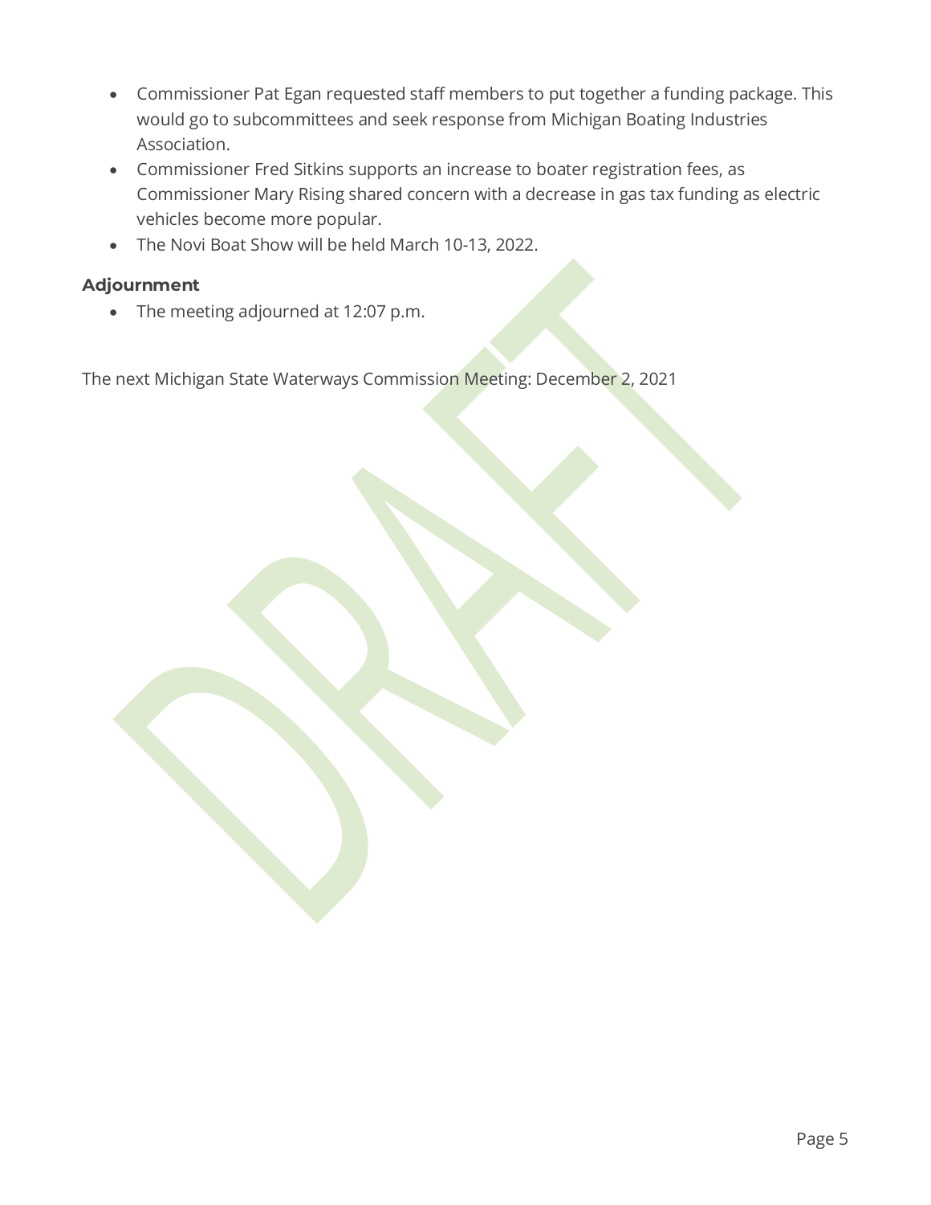- Commissioner Pat Egan requested staff members to put together a funding package. This would go to subcommittees and seek response from Michigan Boating Industries Association.
- Commissioner Fred Sitkins supports an increase to boater registration fees, as Commissioner Mary Rising shared concern with a decrease in gas tax funding as electric vehicles become more popular.
- The Novi Boat Show will be held March 10-13, 2022.

**Adjournment**

- The meeting adjourned at 12:07 p.m.

The next Michigan State Waterways Commission Meeting: December 2, 2021